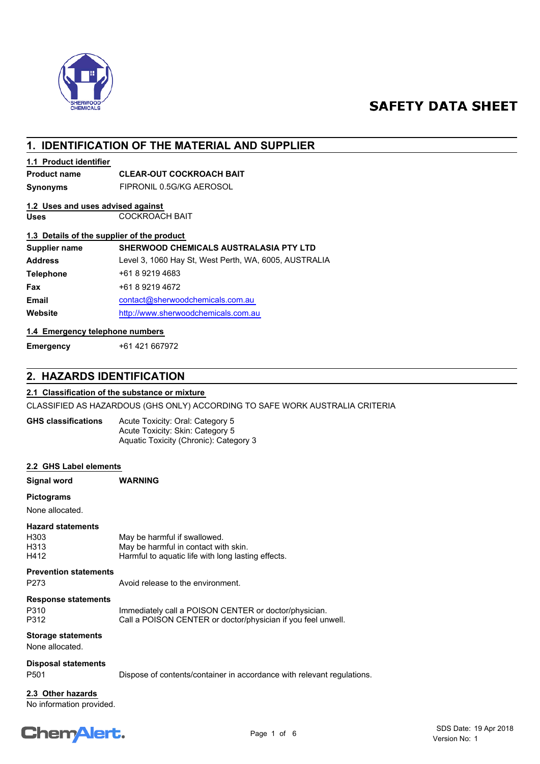# SAFETY DATA SHEET

## 1. IDENTIFICATION OF THE MATERIAL AND SUPPLIER

### 1.1 Product identifier

| | |
|---|---|
| **Product name** | **CLEAR-OUT COCKROACH BAIT** |
| **Synonyms** | FIPRONIL 0.5G/KG AEROSOL |

### 1.2 Uses and uses advised against

| | |
|---|---|
| **Uses** | COCKROACH BAIT |

### 1.3 Details of the supplier of the product

| | |
|---|---|
| **Supplier name** | **SHERWOOD CHEMICALS AUSTRALASIA PTY LTD** |
| **Address** | Level 3, 1060 Hay St, West Perth, WA, 6005, AUSTRALIA |
| **Telephone** | +61 8 9219 4683 |
| **Fax** | +61 8 9219 4672 |
| **Email** | contact@sherwoodchemicals.com.au |
| **Website** | http://www.sherwoodchemicals.com.au |

### 1.4 Emergency telephone numbers

| | |
|---|---|
| **Emergency** | +61 421 667972 |

## 2. HAZARDS IDENTIFICATION

### 2.1 Classification of the substance or mixture

CLASSIFIED AS HAZARDOUS (GHS ONLY) ACCORDING TO SAFE WORK AUSTRALIA CRITERIA

**GHS classifications**
- Acute Toxicity: Oral: Category 5
- Acute Toxicity: Skin: Category 5
- Aquatic Toxicity (Chronic): Category 3

### 2.2 GHS Label elements

**Signal word** **WARNING**

**Pictograms**

None allocated.

**Hazard statements**

| | |
|---|---|
| H303 | May be harmful if swallowed. |
| H313 | May be harmful in contact with skin. |
| H412 | Harmful to aquatic life with long lasting effects. |

**Prevention statements**

| | |
|---|---|
| P273 | Avoid release to the environment. |

**Response statements**

| | |
|---|---|
| P310 | Immediately call a POISON CENTER or doctor/physician. |
| P312 | Call a POISON CENTER or doctor/physician if you feel unwell. |

**Storage statements**

None allocated.

**Disposal statements**

| | |
|---|---|
| P501 | Dispose of contents/container in accordance with relevant regulations. |

### 2.3 Other hazards

No information provided.

SDS Date: 19 Apr 2018
Version No: 1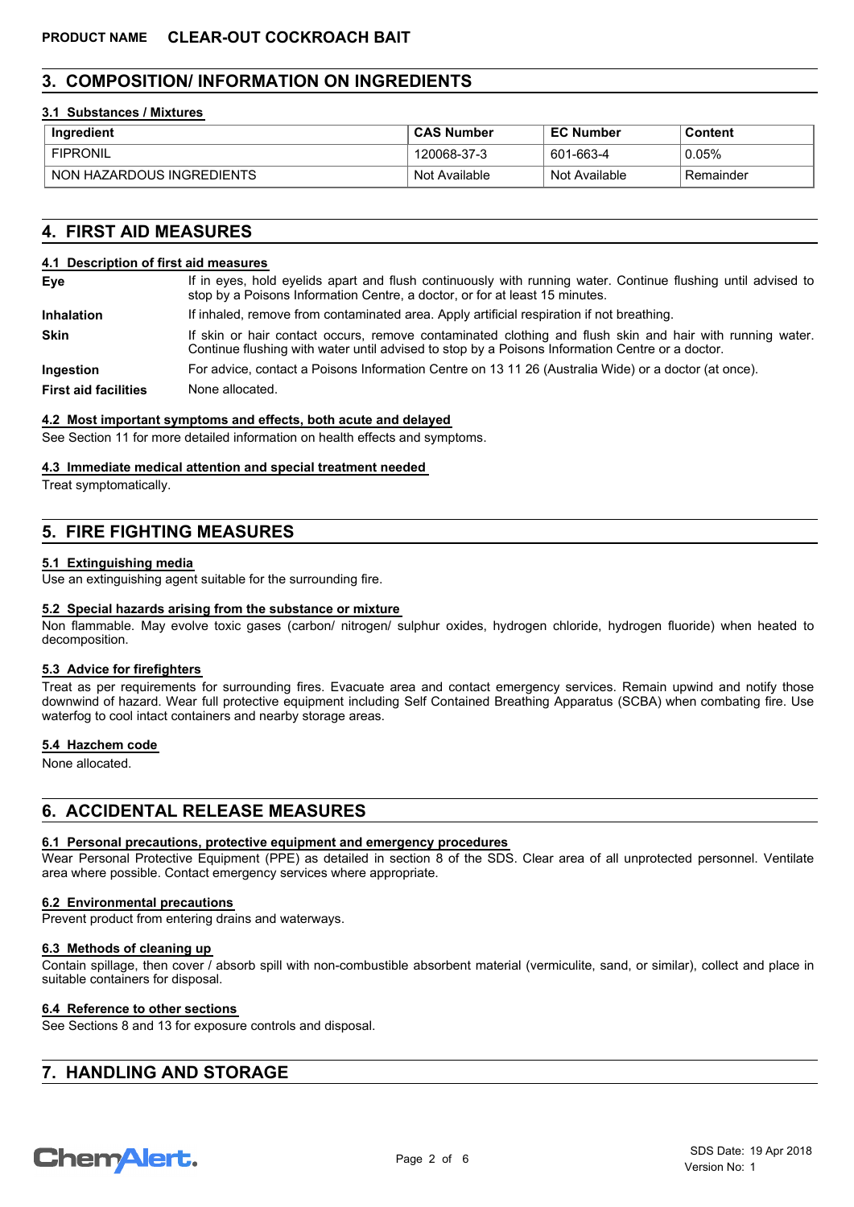## 3. COMPOSITION/ INFORMATION ON INGREDIENTS

### 3.1 Substances / Mixtures

| Ingredient | CAS Number | EC Number | Content |
|---|---|---|---|
| FIPRONIL | 120068-37-3 | 601-663-4 | 0.05% |
| NON HAZARDOUS INGREDIENTS | Not Available | Not Available | Remainder |

## 4. FIRST AID MEASURES

### 4.1 Description of first aid measures

**Eye** If in eyes, hold eyelids apart and flush continuously with running water. Continue flushing until advised to stop by a Poisons Information Centre, a doctor, or for at least 15 minutes.

**Inhalation** If inhaled, remove from contaminated area. Apply artificial respiration if not breathing.

**Skin** If skin or hair contact occurs, remove contaminated clothing and flush skin and hair with running water. Continue flushing with water until advised to stop by a Poisons Information Centre or a doctor.

**Ingestion** For advice, contact a Poisons Information Centre on 13 11 26 (Australia Wide) or a doctor (at once).

**First aid facilities** None allocated.

### 4.2 Most important symptoms and effects, both acute and delayed

See Section 11 for more detailed information on health effects and symptoms.

### 4.3 Immediate medical attention and special treatment needed

Treat symptomatically.

## 5. FIRE FIGHTING MEASURES

### 5.1 Extinguishing media

Use an extinguishing agent suitable for the surrounding fire.

### 5.2 Special hazards arising from the substance or mixture

Non flammable. May evolve toxic gases (carbon/ nitrogen/ sulphur oxides, hydrogen chloride, hydrogen fluoride) when heated to decomposition.

### 5.3 Advice for firefighters

Treat as per requirements for surrounding fires. Evacuate area and contact emergency services. Remain upwind and notify those downwind of hazard. Wear full protective equipment including Self Contained Breathing Apparatus (SCBA) when combating fire. Use waterfog to cool intact containers and nearby storage areas.

### 5.4 Hazchem code

None allocated.

## 6. ACCIDENTAL RELEASE MEASURES

### 6.1 Personal precautions, protective equipment and emergency procedures

Wear Personal Protective Equipment (PPE) as detailed in section 8 of the SDS. Clear area of all unprotected personnel. Ventilate area where possible. Contact emergency services where appropriate.

### 6.2 Environmental precautions

Prevent product from entering drains and waterways.

### 6.3 Methods of cleaning up

Contain spillage, then cover / absorb spill with non-combustible absorbent material (vermiculite, sand, or similar), collect and place in suitable containers for disposal.

### 6.4 Reference to other sections

See Sections 8 and 13 for exposure controls and disposal.

## 7. HANDLING AND STORAGE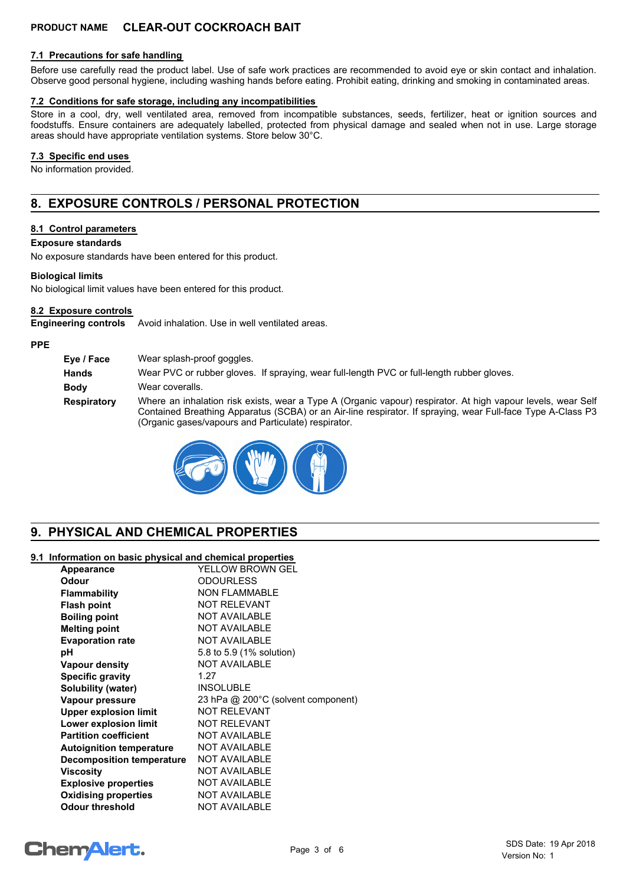**PRODUCT NAME CLEAR-OUT COCKROACH BAIT**

### 7.1 Precautions for safe handling

Before use carefully read the product label. Use of safe work practices are recommended to avoid eye or skin contact and inhalation. Observe good personal hygiene, including washing hands before eating. Prohibit eating, drinking and smoking in contaminated areas.

### 7.2 Conditions for safe storage, including any incompatibilities

Store in a cool, dry, well ventilated area, removed from incompatible substances, seeds, fertilizer, heat or ignition sources and foodstuffs. Ensure containers are adequately labelled, protected from physical damage and sealed when not in use. Large storage areas should have appropriate ventilation systems. Store below 30°C.

### 7.3 Specific end uses

No information provided.

## 8. EXPOSURE CONTROLS / PERSONAL PROTECTION

### 8.1 Control parameters

**Exposure standards**

No exposure standards have been entered for this product.

**Biological limits**

No biological limit values have been entered for this product.

### 8.2 Exposure controls

**Engineering controls** Avoid inhalation. Use in well ventilated areas.

**PPE**

| | |
|---|---|
| **Eye / Face** | Wear splash-proof goggles. |
| **Hands** | Wear PVC or rubber gloves. If spraying, wear full-length PVC or full-length rubber gloves. |
| **Body** | Wear coveralls. |
| **Respiratory** | Where an inhalation risk exists, wear a Type A (Organic vapour) respirator. At high vapour levels, wear Self Contained Breathing Apparatus (SCBA) or an Air-line respirator. If spraying, wear Full-face Type A-Class P3 (Organic gases/vapours and Particulate) respirator. |

## 9. PHYSICAL AND CHEMICAL PROPERTIES

### 9.1 Information on basic physical and chemical properties

| | |
|---|---|
| **Appearance** | YELLOW BROWN GEL |
| **Odour** | ODOURLESS |
| **Flammability** | NON FLAMMABLE |
| **Flash point** | NOT RELEVANT |
| **Boiling point** | NOT AVAILABLE |
| **Melting point** | NOT AVAILABLE |
| **Evaporation rate** | NOT AVAILABLE |
| **pH** | 5.8 to 5.9 (1% solution) |
| **Vapour density** | NOT AVAILABLE |
| **Specific gravity** | 1.27 |
| **Solubility (water)** | INSOLUBLE |
| **Vapour pressure** | 23 hPa @ 200°C (solvent component) |
| **Upper explosion limit** | NOT RELEVANT |
| **Lower explosion limit** | NOT RELEVANT |
| **Partition coefficient** | NOT AVAILABLE |
| **Autoignition temperature** | NOT AVAILABLE |
| **Decomposition temperature** | NOT AVAILABLE |
| **Viscosity** | NOT AVAILABLE |
| **Explosive properties** | NOT AVAILABLE |
| **Oxidising properties** | NOT AVAILABLE |
| **Odour threshold** | NOT AVAILABLE |

SDS Date: 19 Apr 2018
Version No: 1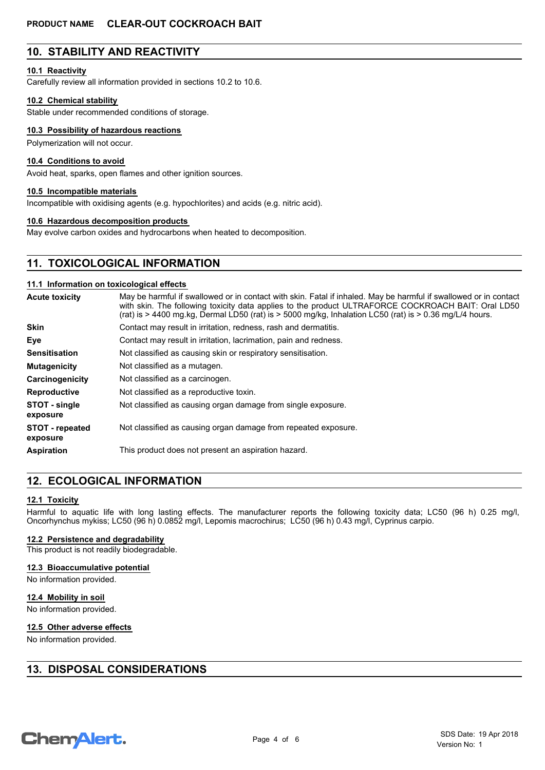**PRODUCT NAME CLEAR-OUT COCKROACH BAIT**

## 10. STABILITY AND REACTIVITY

### 10.1 Reactivity

Carefully review all information provided in sections 10.2 to 10.6.

### 10.2 Chemical stability

Stable under recommended conditions of storage.

### 10.3 Possibility of hazardous reactions

Polymerization will not occur.

### 10.4 Conditions to avoid

Avoid heat, sparks, open flames and other ignition sources.

### 10.5 Incompatible materials

Incompatible with oxidising agents (e.g. hypochlorites) and acids (e.g. nitric acid).

### 10.6 Hazardous decomposition products

May evolve carbon oxides and hydrocarbons when heated to decomposition.

## 11. TOXICOLOGICAL INFORMATION

### 11.1 Information on toxicological effects

| | |
|---|---|
| **Acute toxicity** | May be harmful if swallowed or in contact with skin. Fatal if inhaled. May be harmful if swallowed or in contact with skin. The following toxicity data applies to the product ULTRAFORCE COCKROACH BAIT: Oral LD50 (rat) is > 4400 mg.kg, Dermal LD50 (rat) is > 5000 mg/kg, Inhalation LC50 (rat) is > 0.36 mg/L/4 hours. |
| **Skin** | Contact may result in irritation, redness, rash and dermatitis. |
| **Eye** | Contact may result in irritation, lacrimation, pain and redness. |
| **Sensitisation** | Not classified as causing skin or respiratory sensitisation. |
| **Mutagenicity** | Not classified as a mutagen. |
| **Carcinogenicity** | Not classified as a carcinogen. |
| **Reproductive** | Not classified as a reproductive toxin. |
| **STOT - single exposure** | Not classified as causing organ damage from single exposure. |
| **STOT - repeated exposure** | Not classified as causing organ damage from repeated exposure. |
| **Aspiration** | This product does not present an aspiration hazard. |

## 12. ECOLOGICAL INFORMATION

### 12.1 Toxicity

Harmful to aquatic life with long lasting effects. The manufacturer reports the following toxicity data; LC50 (96 h) 0.25 mg/l, Oncorhynchus mykiss; LC50 (96 h) 0.0852 mg/l, Lepomis macrochirus; LC50 (96 h) 0.43 mg/l, Cyprinus carpio.

### 12.2 Persistence and degradability

This product is not readily biodegradable.

### 12.3 Bioaccumulative potential

No information provided.

### 12.4 Mobility in soil

No information provided.

### 12.5 Other adverse effects

No information provided.

## 13. DISPOSAL CONSIDERATIONS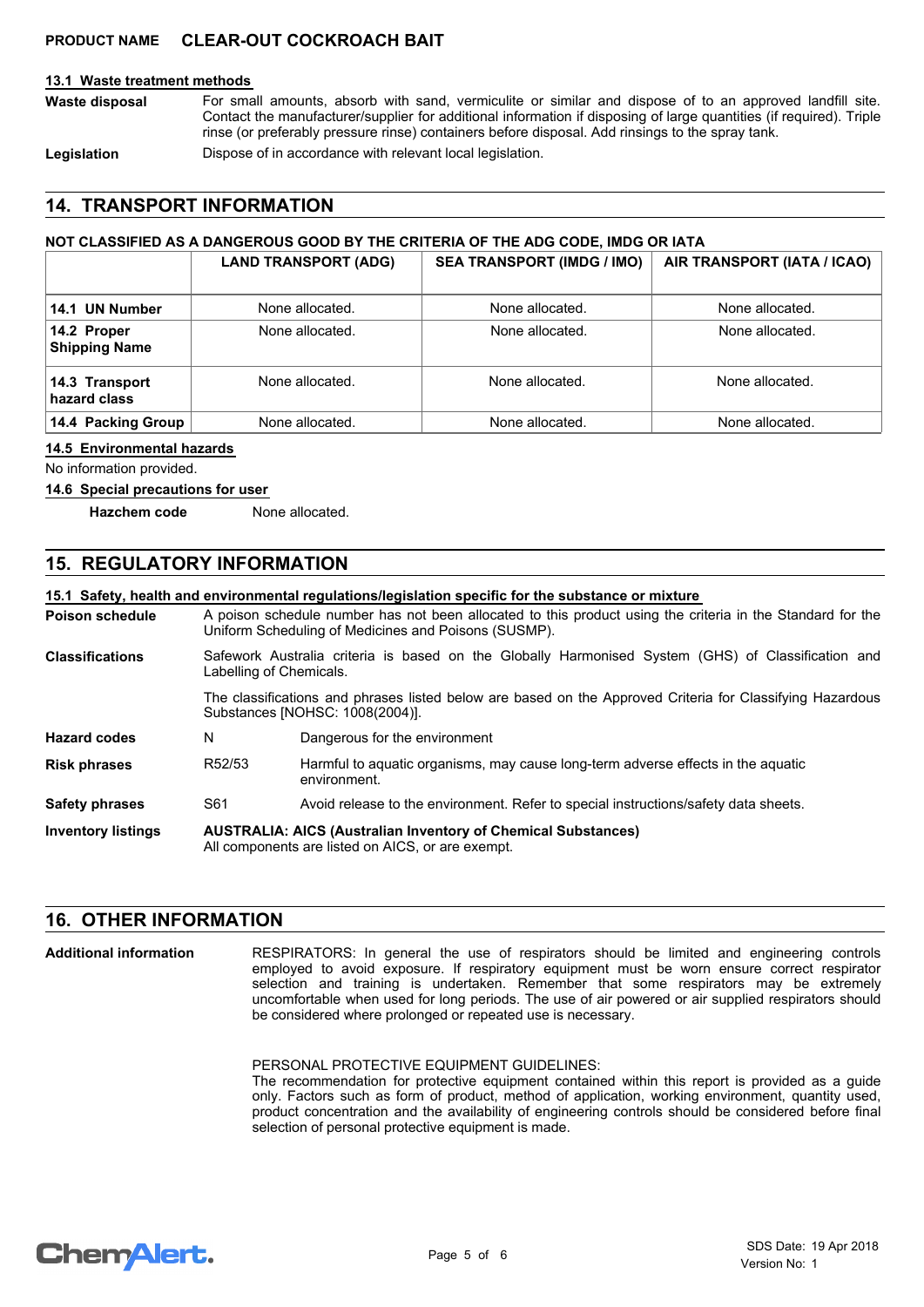### 13.1 Waste treatment methods

**Waste disposal** For small amounts, absorb with sand, vermiculite or similar and dispose of to an approved landfill site. Contact the manufacturer/supplier for additional information if disposing of large quantities (if required). Triple rinse (or preferably pressure rinse) containers before disposal. Add rinsings to the spray tank.

**Legislation** Dispose of in accordance with relevant local legislation.

## 14. TRANSPORT INFORMATION

**NOT CLASSIFIED AS A DANGEROUS GOOD BY THE CRITERIA OF THE ADG CODE, IMDG OR IATA**

| | LAND TRANSPORT (ADG) | SEA TRANSPORT (IMDG / IMO) | AIR TRANSPORT (IATA / ICAO) |
|---|---|---|---|
| **14.1 UN Number** | None allocated. | None allocated. | None allocated. |
| **14.2 Proper Shipping Name** | None allocated. | None allocated. | None allocated. |
| **14.3 Transport hazard class** | None allocated. | None allocated. | None allocated. |
| **14.4 Packing Group** | None allocated. | None allocated. | None allocated. |

### 14.5 Environmental hazards

No information provided.

### 14.6 Special precautions for user

**Hazchem code** None allocated.

## 15. REGULATORY INFORMATION

### 15.1 Safety, health and environmental regulations/legislation specific for the substance or mixture

**Poison schedule** A poison schedule number has not been allocated to this product using the criteria in the Standard for the Uniform Scheduling of Medicines and Poisons (SUSMP).

**Classifications** Safework Australia criteria is based on the Globally Harmonised System (GHS) of Classification and Labelling of Chemicals.

The classifications and phrases listed below are based on the Approved Criteria for Classifying Hazardous Substances [NOHSC: 1008(2004)].

| | | |
|---|---|---|
| **Hazard codes** | N | Dangerous for the environment |
| **Risk phrases** | R52/53 | Harmful to aquatic organisms, may cause long-term adverse effects in the aquatic environment. |
| **Safety phrases** | S61 | Avoid release to the environment. Refer to special instructions/safety data sheets. |

**Inventory listings** **AUSTRALIA: AICS (Australian Inventory of Chemical Substances)**
All components are listed on AICS, or are exempt.

## 16. OTHER INFORMATION

**Additional information** RESPIRATORS: In general the use of respirators should be limited and engineering controls employed to avoid exposure. If respiratory equipment must be worn ensure correct respirator selection and training is undertaken. Remember that some respirators may be extremely uncomfortable when used for long periods. The use of air powered or air supplied respirators should be considered where prolonged or repeated use is necessary.

PERSONAL PROTECTIVE EQUIPMENT GUIDELINES:
The recommendation for protective equipment contained within this report is provided as a guide only. Factors such as form of product, method of application, working environment, quantity used, product concentration and the availability of engineering controls should be considered before final selection of personal protective equipment is made.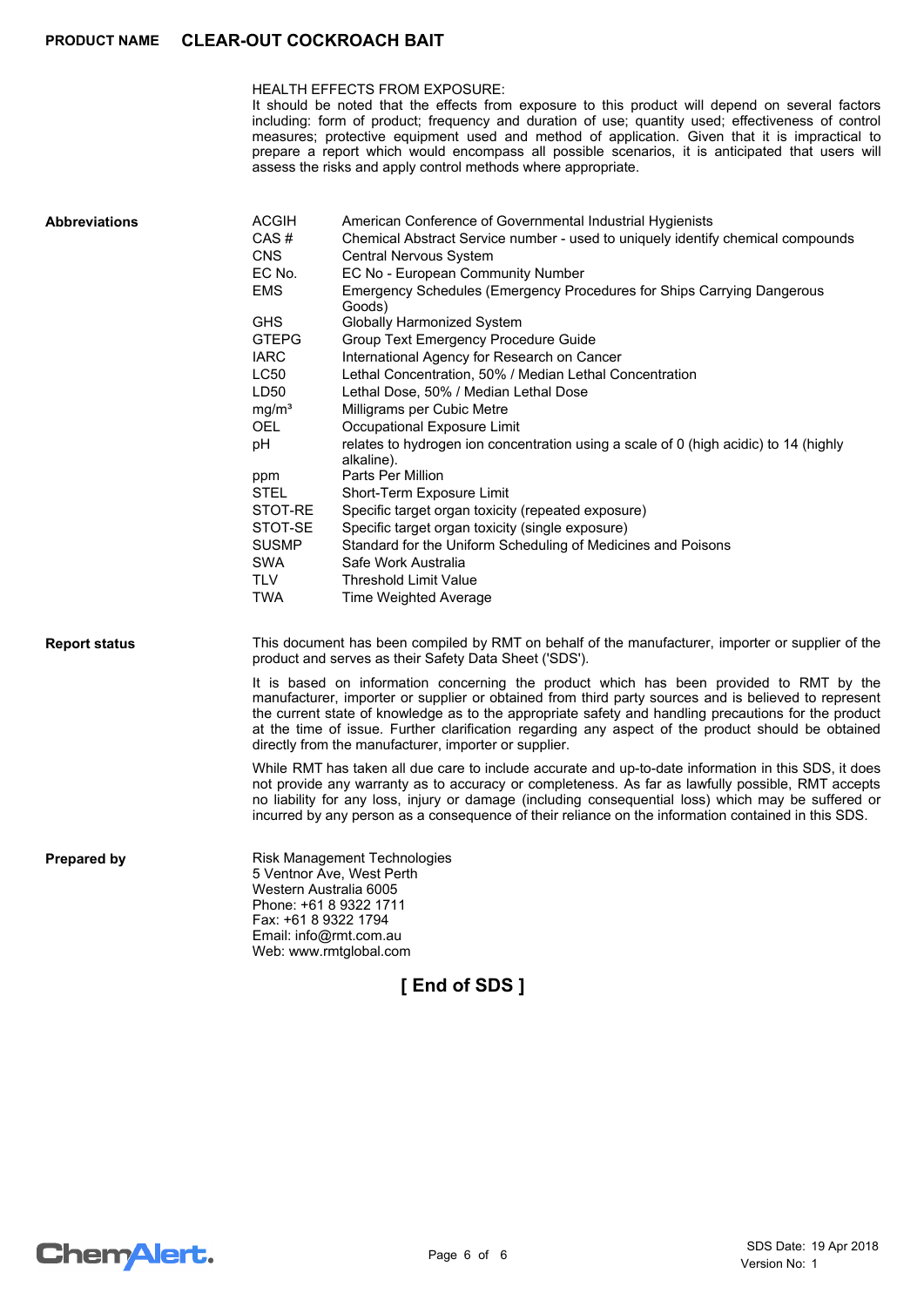HEALTH EFFECTS FROM EXPOSURE:
It should be noted that the effects from exposure to this product will depend on several factors including: form of product; frequency and duration of use; quantity used; effectiveness of control measures; protective equipment used and method of application. Given that it is impractical to prepare a report which would encompass all possible scenarios, it is anticipated that users will assess the risks and apply control methods where appropriate.

**Abbreviations**

| | |
|---|---|
| ACGIH | American Conference of Governmental Industrial Hygienists |
| CAS # | Chemical Abstract Service number - used to uniquely identify chemical compounds |
| CNS | Central Nervous System |
| EC No. | EC No - European Community Number |
| EMS | Emergency Schedules (Emergency Procedures for Ships Carrying Dangerous Goods) |
| GHS | Globally Harmonized System |
| GTEPG | Group Text Emergency Procedure Guide |
| IARC | International Agency for Research on Cancer |
| LC50 | Lethal Concentration, 50% / Median Lethal Concentration |
| LD50 | Lethal Dose, 50% / Median Lethal Dose |
| $mg/m^3$ | Milligrams per Cubic Metre |
| OEL | Occupational Exposure Limit |
| pH | relates to hydrogen ion concentration using a scale of 0 (high acidic) to 14 (highly alkaline). |
| ppm | Parts Per Million |
| STEL | Short-Term Exposure Limit |
| STOT-RE | Specific target organ toxicity (repeated exposure) |
| STOT-SE | Specific target organ toxicity (single exposure) |
| SUSMP | Standard for the Uniform Scheduling of Medicines and Poisons |
| SWA | Safe Work Australia |
| TLV | Threshold Limit Value |
| TWA | Time Weighted Average |

**Report status**

This document has been compiled by RMT on behalf of the manufacturer, importer or supplier of the product and serves as their Safety Data Sheet ('SDS').

It is based on information concerning the product which has been provided to RMT by the manufacturer, importer or supplier or obtained from third party sources and is believed to represent the current state of knowledge as to the appropriate safety and handling precautions for the product at the time of issue. Further clarification regarding any aspect of the product should be obtained directly from the manufacturer, importer or supplier.

While RMT has taken all due care to include accurate and up-to-date information in this SDS, it does not provide any warranty as to accuracy or completeness. As far as lawfully possible, RMT accepts no liability for any loss, injury or damage (including consequential loss) which may be suffered or incurred by any person as a consequence of their reliance on the information contained in this SDS.

**Prepared by**

Risk Management Technologies
5 Ventnor Ave, West Perth
Western Australia 6005
Phone: +61 8 9322 1711
Fax: +61 8 9322 1794
Email: info@rmt.com.au
Web: www.rmtglobal.com

**[ End of SDS ]**